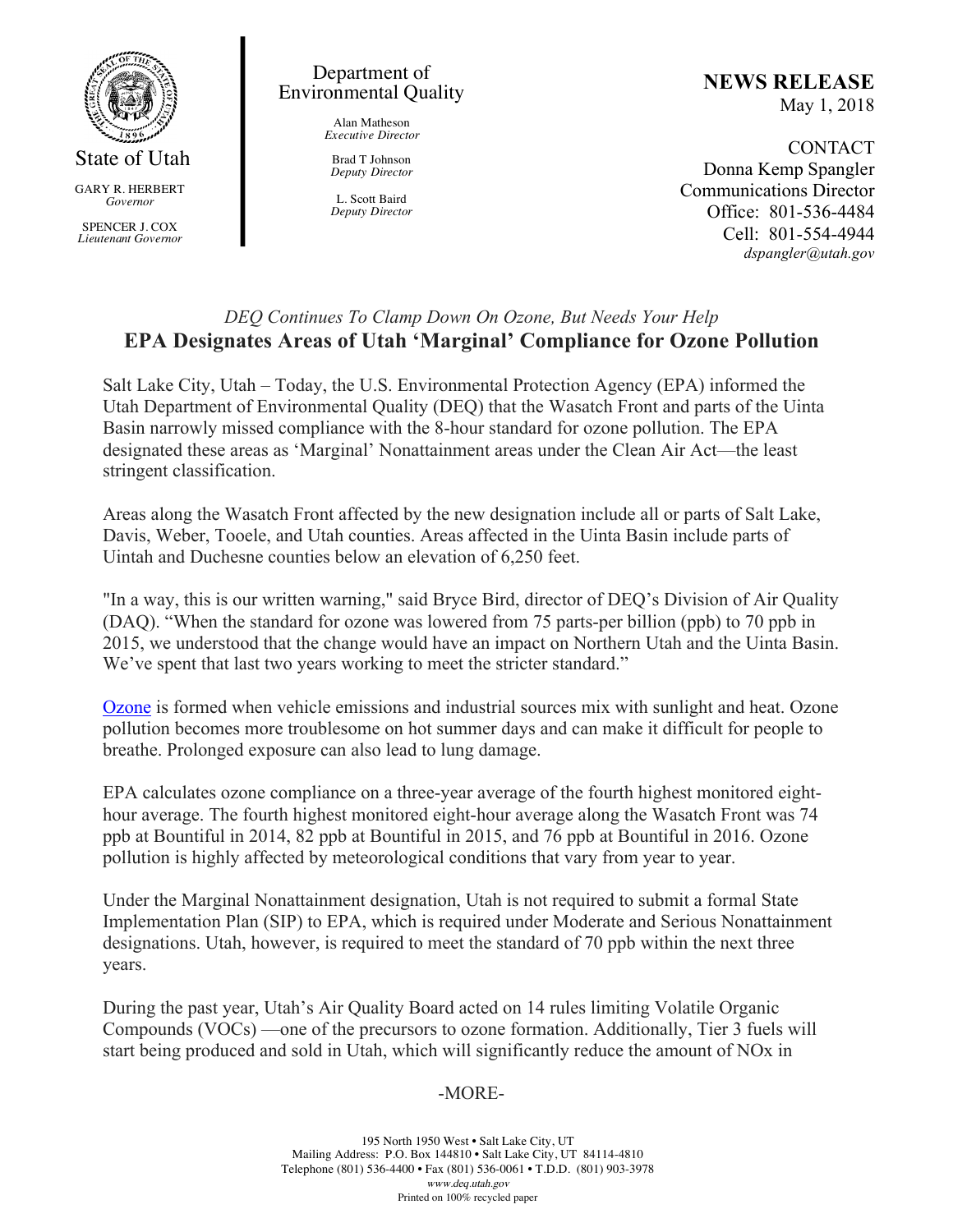State of Utah

GARY R. HERBERT
*Governor*

SPENCER J. COX
*Lieutenant Governor*

Department of Environmental Quality

Alan Matheson
*Executive Director*

Brad T Johnson
*Deputy Director*

L. Scott Baird
*Deputy Director*

**NEWS RELEASE**
May 1, 2018

CONTACT
Donna Kemp Spangler
Communications Director
Office: 801-536-4484
Cell: 801-554-4944
*dspangler@utah.gov*

*DEQ Continues To Clamp Down On Ozone, But Needs Your Help*

# EPA Designates Areas of Utah 'Marginal' Compliance for Ozone Pollution

Salt Lake City, Utah – Today, the U.S. Environmental Protection Agency (EPA) informed the Utah Department of Environmental Quality (DEQ) that the Wasatch Front and parts of the Uinta Basin narrowly missed compliance with the 8-hour standard for ozone pollution. The EPA designated these areas as 'Marginal' Nonattainment areas under the Clean Air Act—the least stringent classification.

Areas along the Wasatch Front affected by the new designation include all or parts of Salt Lake, Davis, Weber, Tooele, and Utah counties. Areas affected in the Uinta Basin include parts of Uintah and Duchesne counties below an elevation of 6,250 feet.

"In a way, this is our written warning," said Bryce Bird, director of DEQ's Division of Air Quality (DAQ). "When the standard for ozone was lowered from 75 parts-per billion (ppb) to 70 ppb in 2015, we understood that the change would have an impact on Northern Utah and the Uinta Basin. We've spent that last two years working to meet the stricter standard."

Ozone is formed when vehicle emissions and industrial sources mix with sunlight and heat. Ozone pollution becomes more troublesome on hot summer days and can make it difficult for people to breathe. Prolonged exposure can also lead to lung damage.

EPA calculates ozone compliance on a three-year average of the fourth highest monitored eight-hour average. The fourth highest monitored eight-hour average along the Wasatch Front was 74 ppb at Bountiful in 2014, 82 ppb at Bountiful in 2015, and 76 ppb at Bountiful in 2016. Ozone pollution is highly affected by meteorological conditions that vary from year to year.

Under the Marginal Nonattainment designation, Utah is not required to submit a formal State Implementation Plan (SIP) to EPA, which is required under Moderate and Serious Nonattainment designations. Utah, however, is required to meet the standard of 70 ppb within the next three years.

During the past year, Utah's Air Quality Board acted on 14 rules limiting Volatile Organic Compounds (VOCs) —one of the precursors to ozone formation. Additionally, Tier 3 fuels will start being produced and sold in Utah, which will significantly reduce the amount of NOx in

-MORE-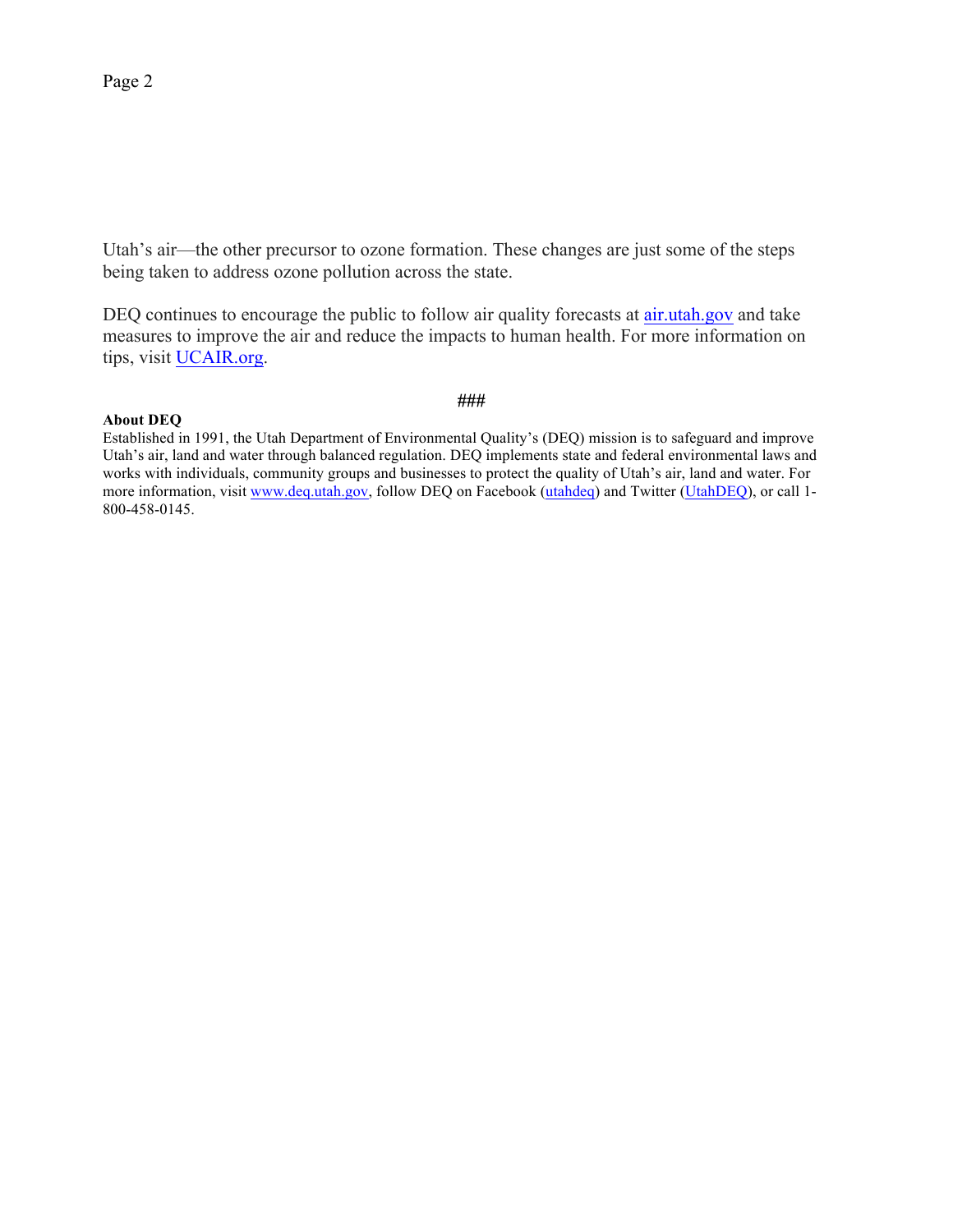Utah's air—the other precursor to ozone formation. These changes are just some of the steps being taken to address ozone pollution across the state.

DEQ continues to encourage the public to follow air quality forecasts at [air.utah.gov](air.utah.gov) and take measures to improve the air and reduce the impacts to human health. For more information on tips, visit [UCAIR.org](UCAIR.org).

###

**About DEQ**

Established in 1991, the Utah Department of Environmental Quality's (DEQ) mission is to safeguard and improve Utah's air, land and water through balanced regulation. DEQ implements state and federal environmental laws and works with individuals, community groups and businesses to protect the quality of Utah's air, land and water. For more information, visit [www.deq.utah.gov](www.deq.utah.gov), follow DEQ on Facebook (utahdeq) and Twitter (UtahDEQ), or call 1-800-458-0145.